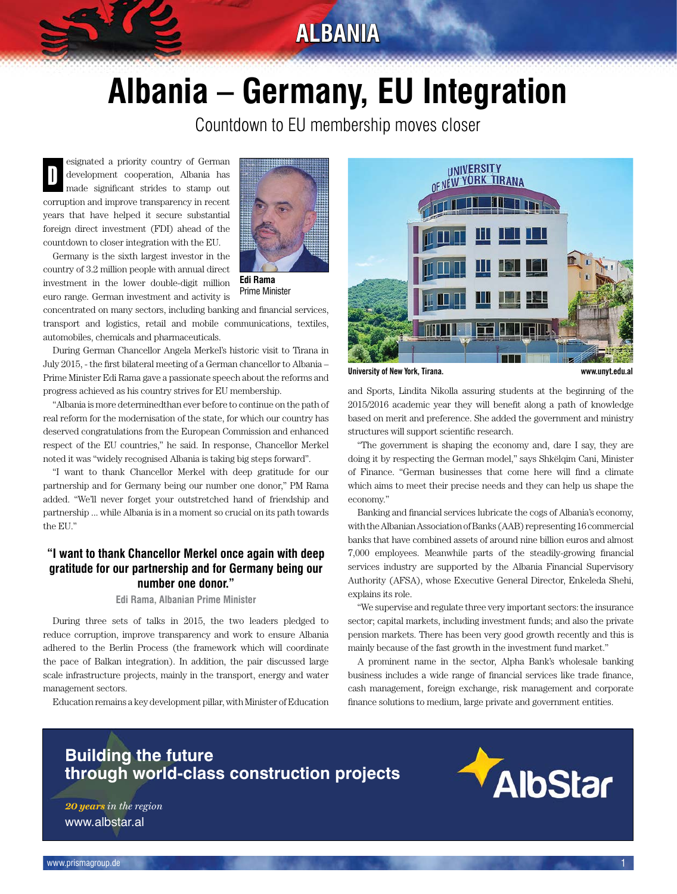# Albania – Germany, EU Integration

Countdown to EU membership moves closer

Designated a priority country of German development cooperation, Albania has made significant strides to stamp out corruption and improve transparency in recent years that have helped it secure substantial foreign direct investment (FDI) ahead of the countdown to closer integration with the EU.

**Edi Rama**
Prime Minister

Germany is the sixth largest investor in the country of 3.2 million people with annual direct investment in the lower double-digit million euro range. German investment and activity is concentrated on many sectors, including banking and financial services, transport and logistics, retail and mobile communications, textiles, automobiles, chemicals and pharmaceuticals.

During German Chancellor Angela Merkel's historic visit to Tirana in July 2015, - the first bilateral meeting of a German chancellor to Albania – Prime Minister Edi Rama gave a passionate speech about the reforms and progress achieved as his country strives for EU membership.

"Albania is more determinedthan ever before to continue on the path of real reform for the modernisation of the state, for which our country has deserved congratulations from the European Commission and enhanced respect of the EU countries," he said. In response, Chancellor Merkel noted it was "widely recognised Albania is taking big steps forward".

"I want to thank Chancellor Merkel with deep gratitude for our partnership and for Germany being our number one donor," PM Rama added. "We'll never forget your outstretched hand of friendship and partnership ... while Albania is in a moment so crucial on its path towards the EU."

> **"I want to thank Chancellor Merkel once again with deep gratitude for our partnership and for Germany being our number one donor."**
>
> Edi Rama, Albanian Prime Minister

During three sets of talks in 2015, the two leaders pledged to reduce corruption, improve transparency and work to ensure Albania adhered to the Berlin Process (the framework which will coordinate the pace of Balkan integration). In addition, the pair discussed large scale infrastructure projects, mainly in the transport, energy and water management sectors.

Education remains a key development pillar, with Minister of Education and Sports, Lindita Nikolla assuring students at the beginning of the 2015/2016 academic year they will benefit along a path of knowledge based on merit and preference. She added the government and ministry structures will support scientific research.

**University of New York, Tirana.** www.unyt.edu.al

"The government is shaping the economy and, dare I say, they are doing it by respecting the German model," says Shkëlqim Cani, Minister of Finance. "German businesses that come here will find a climate which aims to meet their precise needs and they can help us shape the economy."

Banking and financial services lubricate the cogs of Albania's economy, with the Albanian Association of Banks (AAB) representing 16 commercial banks that have combined assets of around nine billion euros and almost 7,000 employees. Meanwhile parts of the steadily-growing financial services industry are supported by the Albania Financial Supervisory Authority (AFSA), whose Executive General Director, Enkeleda Shehi, explains its role.

"We supervise and regulate three very important sectors: the insurance sector; capital markets, including investment funds; and also the private pension markets. There has been very good growth recently and this is mainly because of the fast growth in the investment fund market."

A prominent name in the sector, Alpha Bank's wholesale banking business includes a wide range of financial services like trade finance, cash management, foreign exchange, risk management and corporate finance solutions to medium, large private and government entities.

**Building the future through world-class construction projects**

*20 years in the region*
www.albstar.al

AlbStar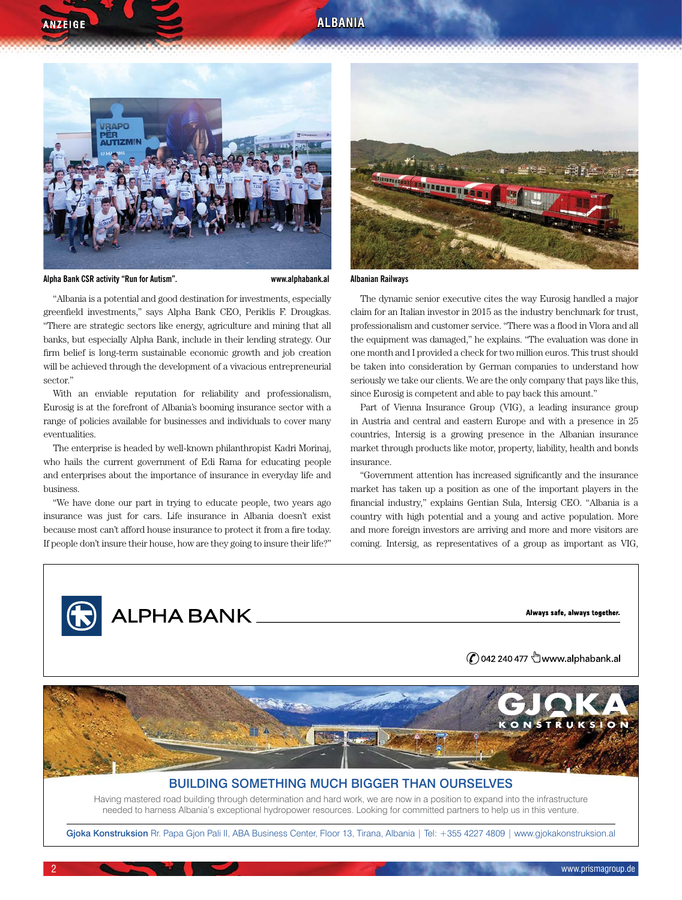Alpha Bank CSR activity "Run for Autism". www.alphabank.al

Albanian Railways

"Albania is a potential and good destination for investments, especially greenfield investments," says Alpha Bank CEO, Periklis F. Drougkas. "There are strategic sectors like energy, agriculture and mining that all banks, but especially Alpha Bank, include in their lending strategy. Our firm belief is long-term sustainable economic growth and job creation will be achieved through the development of a vivacious entrepreneurial sector."

With an enviable reputation for reliability and professionalism, Eurosig is at the forefront of Albania's booming insurance sector with a range of policies available for businesses and individuals to cover many eventualities.

The enterprise is headed by well-known philanthropist Kadri Morinaj, who hails the current government of Edi Rama for educating people and enterprises about the importance of insurance in everyday life and business.

"We have done our part in trying to educate people, two years ago insurance was just for cars. Life insurance in Albania doesn't exist because most can't afford house insurance to protect it from a fire today. If people don't insure their house, how are they going to insure their life?"

The dynamic senior executive cites the way Eurosig handled a major claim for an Italian investor in 2015 as the industry benchmark for trust, professionalism and customer service. "There was a flood in Vlora and all the equipment was damaged," he explains. "The evaluation was done in one month and I provided a check for two million euros. This trust should be taken into consideration by German companies to understand how seriously we take our clients. We are the only company that pays like this, since Eurosig is competent and able to pay back this amount."

Part of Vienna Insurance Group (VIG), a leading insurance group in Austria and central and eastern Europe and with a presence in 25 countries, Intersig is a growing presence in the Albanian insurance market through products like motor, property, liability, health and bonds insurance.

"Government attention has increased significantly and the insurance market has taken up a position as one of the important players in the financial industry," explains Gentian Sula, Intersig CEO. "Albania is a country with high potential and a young and active population. More and more foreign investors are arriving and more and more visitors are coming. Intersig, as representatives of a group as important as VIG,

ALPHA BANK

Always safe, always together.

042 240 477 www.alphabank.al

GJOKA KONSTRUKSION

BUILDING SOMETHING MUCH BIGGER THAN OURSELVES

Having mastered road building through determination and hard work, we are now in a position to expand into the infrastructure needed to harness Albania's exceptional hydropower resources. Looking for committed partners to help us in this venture.

**Gjoka Konstruksion** Rr. Papa Gjon Pali II, ABA Business Center, Floor 13, Tirana, Albania | Tel: +355 4227 4809 | www.gjokakonstruksion.al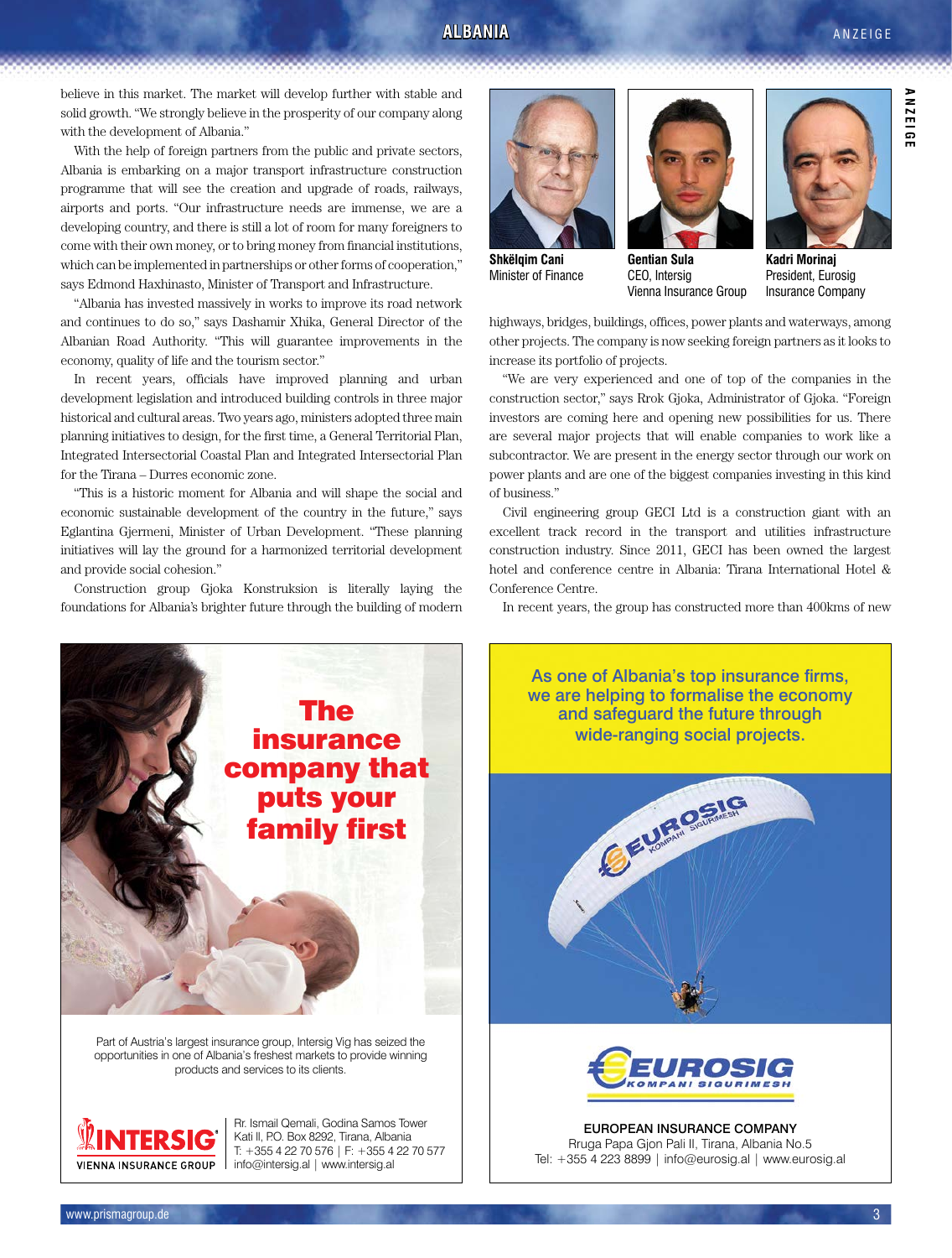believe in this market. The market will develop further with stable and solid growth. "We strongly believe in the prosperity of our company along with the development of Albania."

With the help of foreign partners from the public and private sectors, Albania is embarking on a major transport infrastructure construction programme that will see the creation and upgrade of roads, railways, airports and ports. "Our infrastructure needs are immense, we are a developing country, and there is still a lot of room for many foreigners to come with their own money, or to bring money from financial institutions, which can be implemented in partnerships or other forms of cooperation," says Edmond Haxhinasto, Minister of Transport and Infrastructure.

"Albania has invested massively in works to improve its road network and continues to do so," says Dashamir Xhika, General Director of the Albanian Road Authority. "This will guarantee improvements in the economy, quality of life and the tourism sector."

In recent years, officials have improved planning and urban development legislation and introduced building controls in three major historical and cultural areas. Two years ago, ministers adopted three main planning initiatives to design, for the first time, a General Territorial Plan, Integrated Intersectorial Coastal Plan and Integrated Intersectorial Plan for the Tirana – Durres economic zone.

"This is a historic moment for Albania and will shape the social and economic sustainable development of the country in the future," says Eglantina Gjermeni, Minister of Urban Development. "These planning initiatives will lay the ground for a harmonized territorial development and provide social cohesion."

Construction group Gjoka Konstruksion is literally laying the foundations for Albania's brighter future through the building of modern highways, bridges, buildings, offices, power plants and waterways, among other projects. The company is now seeking foreign partners as it looks to increase its portfolio of projects.

**Shkëlqim Cani**
Minister of Finance

**Gentian Sula**
CEO, Intersig
Vienna Insurance Group

**Kadri Morinaj**
President, Eurosig
Insurance Company

"We are very experienced and one of top of the companies in the construction sector," says Rrok Gjoka, Administrator of Gjoka. "Foreign investors are coming here and opening new possibilities for us. There are several major projects that will enable companies to work like a subcontractor. We are present in the energy sector through our work on power plants and are one of the biggest companies investing in this kind of business."

Civil engineering group GECI Ltd is a construction giant with an excellent track record in the transport and utilities infrastructure construction industry. Since 2011, GECI has been owned the largest hotel and conference centre in Albania: Tirana International Hotel & Conference Centre.

In recent years, the group has constructed more than 400kms of new

**The insurance company that puts your family first**

Part of Austria's largest insurance group, Intersig Vig has seized the opportunities in one of Albania's freshest markets to provide winning products and services to its clients.

INTERSIG VIENNA INSURANCE GROUP
Rr. Ismail Qemali, Godina Samos Tower
Kati II, P.O. Box 8292, Tirana, Albania
T: +355 4 22 70 576 | F: +355 4 22 70 577
info@intersig.al | www.intersig.al

As one of Albania's top insurance firms, we are helping to formalise the economy and safeguard the future through wide-ranging social projects.

EUROSIG KOMPANI SIGURIMESH

EUROPEAN INSURANCE COMPANY
Rruga Papa Gjon Pali II, Tirana, Albania No.5
Tel: +355 4 223 8899 | info@eurosig.al | www.eurosig.al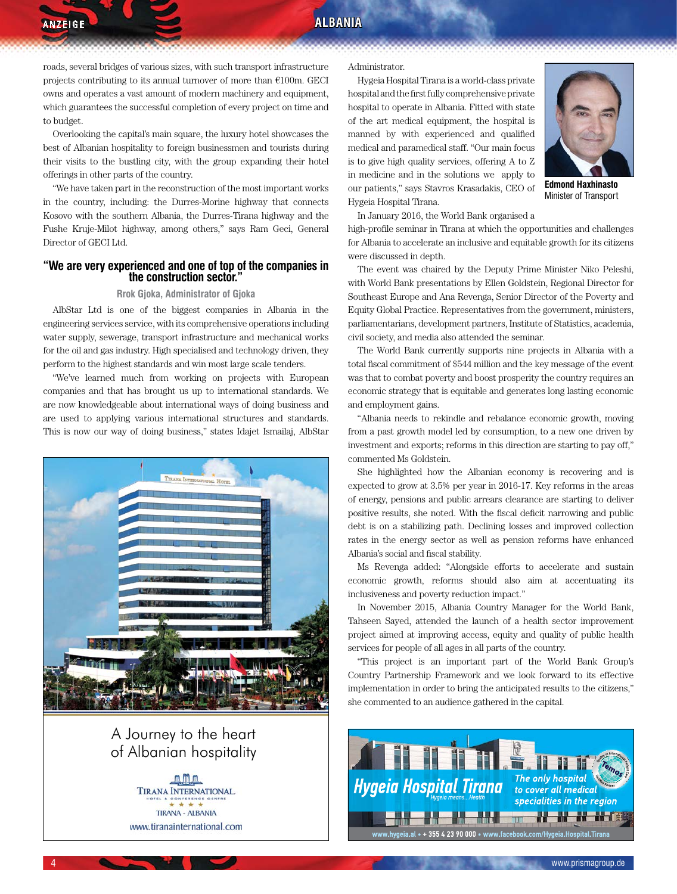roads, several bridges of various sizes, with such transport infrastructure projects contributing to its annual turnover of more than €100m. GECI owns and operates a vast amount of modern machinery and equipment, which guarantees the successful completion of every project on time and to budget.

Overlooking the capital's main square, the luxury hotel showcases the best of Albanian hospitality to foreign businessmen and tourists during their visits to the bustling city, with the group expanding their hotel offerings in other parts of the country.

"We have taken part in the reconstruction of the most important works in the country, including: the Durres-Morine highway that connects Kosovo with the southern Albania, the Durres-Tirana highway and the Fushe Kruje-Milot highway, among others," says Ram Geci, General Director of GECI Ltd.

## "We are very experienced and one of top of the companies in the construction sector."

**Rrok Gjoka, Administrator of Gjoka**

AlbStar Ltd is one of the biggest companies in Albania in the engineering services service, with its comprehensive operations including water supply, sewerage, transport infrastructure and mechanical works for the oil and gas industry. High specialised and technology driven, they perform to the highest standards and win most large scale tenders.

"We've learned much from working on projects with European companies and that has brought us up to international standards. We are now knowledgeable about international ways of doing business and are used to applying various international structures and standards. This is now our way of doing business," states Idajet Ismailaj, AlbStar Administrator.

A Journey to the heart of Albanian hospitality

TIRANA INTERNATIONAL
HOTEL & CONFERENCE CENTRE
★ ★ ★ ★
TIRANA - ALBANIA
www.tiranainternational.com

Hygeia Hospital Tirana is a world-class private hospital and the first fully comprehensive private hospital to operate in Albania. Fitted with state of the art medical equipment, the hospital is manned by with experienced and qualified medical and paramedical staff. "Our main focus is to give high quality services, offering A to Z in medicine and in the solutions we apply to our patients," says Stavros Krasadakis, CEO of Hygeia Hospital Tirana.

**Edmond Haxhinasto**
Minister of Transport

In January 2016, the World Bank organised a high-profile seminar in Tirana at which the opportunities and challenges for Albania to accelerate an inclusive and equitable growth for its citizens were discussed in depth.

The event was chaired by the Deputy Prime Minister Niko Peleshi, with World Bank presentations by Ellen Goldstein, Regional Director for Southeast Europe and Ana Revenga, Senior Director of the Poverty and Equity Global Practice. Representatives from the government, ministers, parliamentarians, development partners, Institute of Statistics, academia, civil society, and media also attended the seminar.

The World Bank currently supports nine projects in Albania with a total fiscal commitment of $544 million and the key message of the event was that to combat poverty and boost prosperity the country requires an economic strategy that is equitable and generates long lasting economic and employment gains.

"Albania needs to rekindle and rebalance economic growth, moving from a past growth model led by consumption, to a new one driven by investment and exports; reforms in this direction are starting to pay off," commented Ms Goldstein.

She highlighted how the Albanian economy is recovering and is expected to grow at 3.5% per year in 2016-17. Key reforms in the areas of energy, pensions and public arrears clearance are starting to deliver positive results, she noted. With the fiscal deficit narrowing and public debt is on a stabilizing path. Declining losses and improved collection rates in the energy sector as well as pension reforms have enhanced Albania's social and fiscal stability.

Ms Revenga added: "Alongside efforts to accelerate and sustain economic growth, reforms should also aim at accentuating its inclusiveness and poverty reduction impact."

In November 2015, Albania Country Manager for the World Bank, Tahseen Sayed, attended the launch of a health sector improvement project aimed at improving access, equity and quality of public health services for people of all ages in all parts of the country.

"This project is an important part of the World Bank Group's Country Partnership Framework and we look forward to its effective implementation in order to bring the anticipated results to the citizens," she commented to an audience gathered in the capital.

Hygeia Hospital Tirana
Hygeia means...Health
The only hospital to cover all medical specialities in the region
www.hygeia.al • + 355 4 23 90 000 • www.facebook.com/Hygeia.Hospital.Tirana